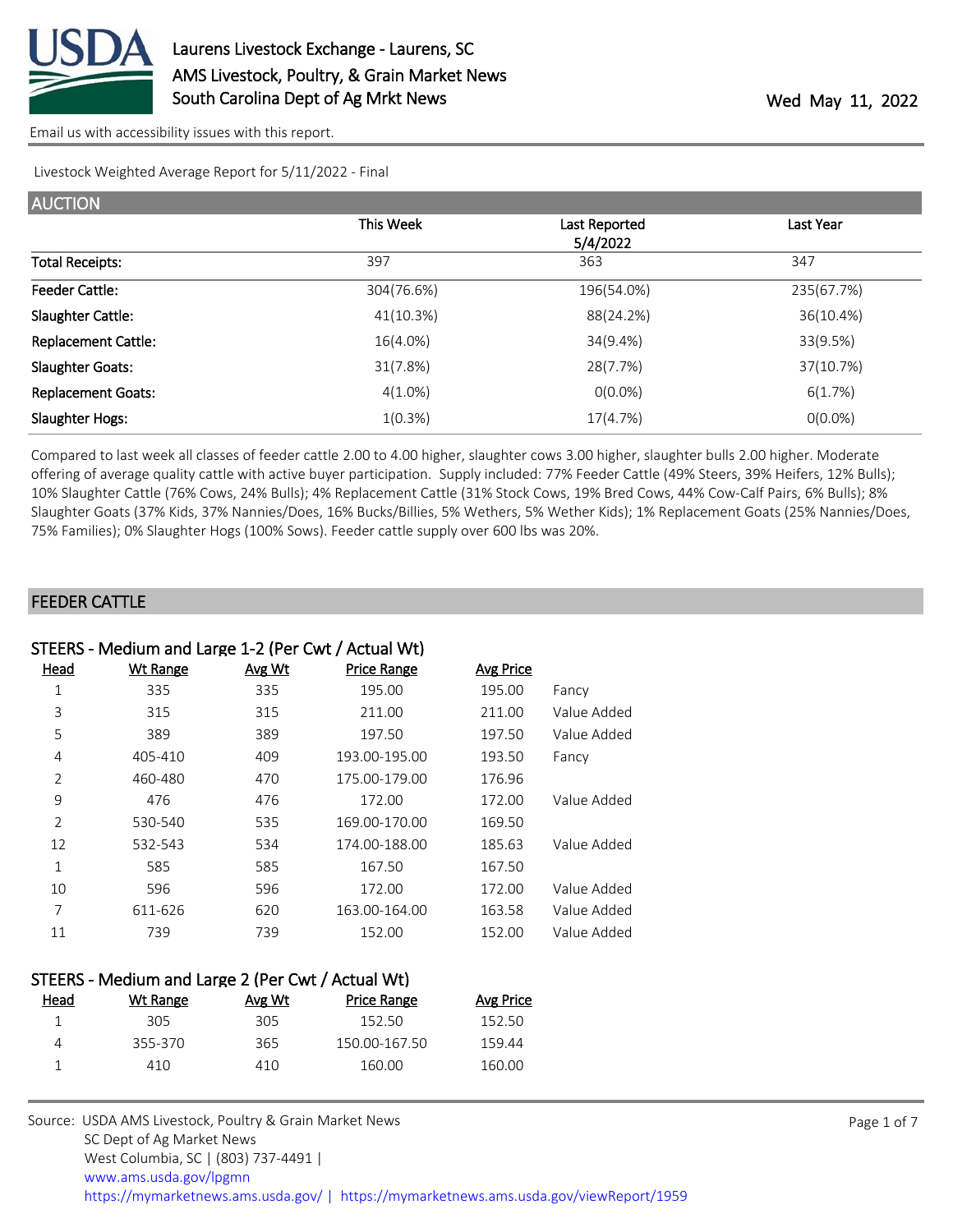# Laurens Livestock Exchange - Laurens, SC

AMS Livestock, Poultry, & Grain Market News
South Carolina Dept of Ag Mrkt News

Wed May 11, 2022

Email us with accessibility issues with this report.

Livestock Weighted Average Report for 5/11/2022 - Final

## AUCTION

| | This Week | Last Reported 5/4/2022 | Last Year |
|---|---|---|---|
| Total Receipts: | 397 | 363 | 347 |
| Feeder Cattle: | 304(76.6%) | 196(54.0%) | 235(67.7%) |
| Slaughter Cattle: | 41(10.3%) | 88(24.2%) | 36(10.4%) |
| Replacement Cattle: | 16(4.0%) | 34(9.4%) | 33(9.5%) |
| Slaughter Goats: | 31(7.8%) | 28(7.7%) | 37(10.7%) |
| Replacement Goats: | 4(1.0%) | 0(0.0%) | 6(1.7%) |
| Slaughter Hogs: | 1(0.3%) | 17(4.7%) | 0(0.0%) |

Compared to last week all classes of feeder cattle 2.00 to 4.00 higher, slaughter cows 3.00 higher, slaughter bulls 2.00 higher. Moderate offering of average quality cattle with active buyer participation. Supply included: 77% Feeder Cattle (49% Steers, 39% Heifers, 12% Bulls); 10% Slaughter Cattle (76% Cows, 24% Bulls); 4% Replacement Cattle (31% Stock Cows, 19% Bred Cows, 44% Cow-Calf Pairs, 6% Bulls); 8% Slaughter Goats (37% Kids, 37% Nannies/Does, 16% Bucks/Billies, 5% Wethers, 5% Wether Kids); 1% Replacement Goats (25% Nannies/Does, 75% Families); 0% Slaughter Hogs (100% Sows). Feeder cattle supply over 600 lbs was 20%.

## FEEDER CATTLE

### STEERS - Medium and Large 1-2 (Per Cwt / Actual Wt)

| Head | Wt Range | Avg Wt | Price Range | Avg Price | |
|---|---|---|---|---|---|
| 1 | 335 | 335 | 195.00 | 195.00 | Fancy |
| 3 | 315 | 315 | 211.00 | 211.00 | Value Added |
| 5 | 389 | 389 | 197.50 | 197.50 | Value Added |
| 4 | 405-410 | 409 | 193.00-195.00 | 193.50 | Fancy |
| 2 | 460-480 | 470 | 175.00-179.00 | 176.96 | |
| 9 | 476 | 476 | 172.00 | 172.00 | Value Added |
| 2 | 530-540 | 535 | 169.00-170.00 | 169.50 | |
| 12 | 532-543 | 534 | 174.00-188.00 | 185.63 | Value Added |
| 1 | 585 | 585 | 167.50 | 167.50 | |
| 10 | 596 | 596 | 172.00 | 172.00 | Value Added |
| 7 | 611-626 | 620 | 163.00-164.00 | 163.58 | Value Added |
| 11 | 739 | 739 | 152.00 | 152.00 | Value Added |

### STEERS - Medium and Large 2 (Per Cwt / Actual Wt)

| Head | Wt Range | Avg Wt | Price Range | Avg Price |
|---|---|---|---|---|
| 1 | 305 | 305 | 152.50 | 152.50 |
| 4 | 355-370 | 365 | 150.00-167.50 | 159.44 |
| 1 | 410 | 410 | 160.00 | 160.00 |

Source: USDA AMS Livestock, Poultry & Grain Market News
SC Dept of Ag Market News
West Columbia, SC | (803) 737-4491 |
www.ams.usda.gov/lpgmn
https://mymarketnews.ams.usda.gov/ | https://mymarketnews.ams.usda.gov/viewReport/1959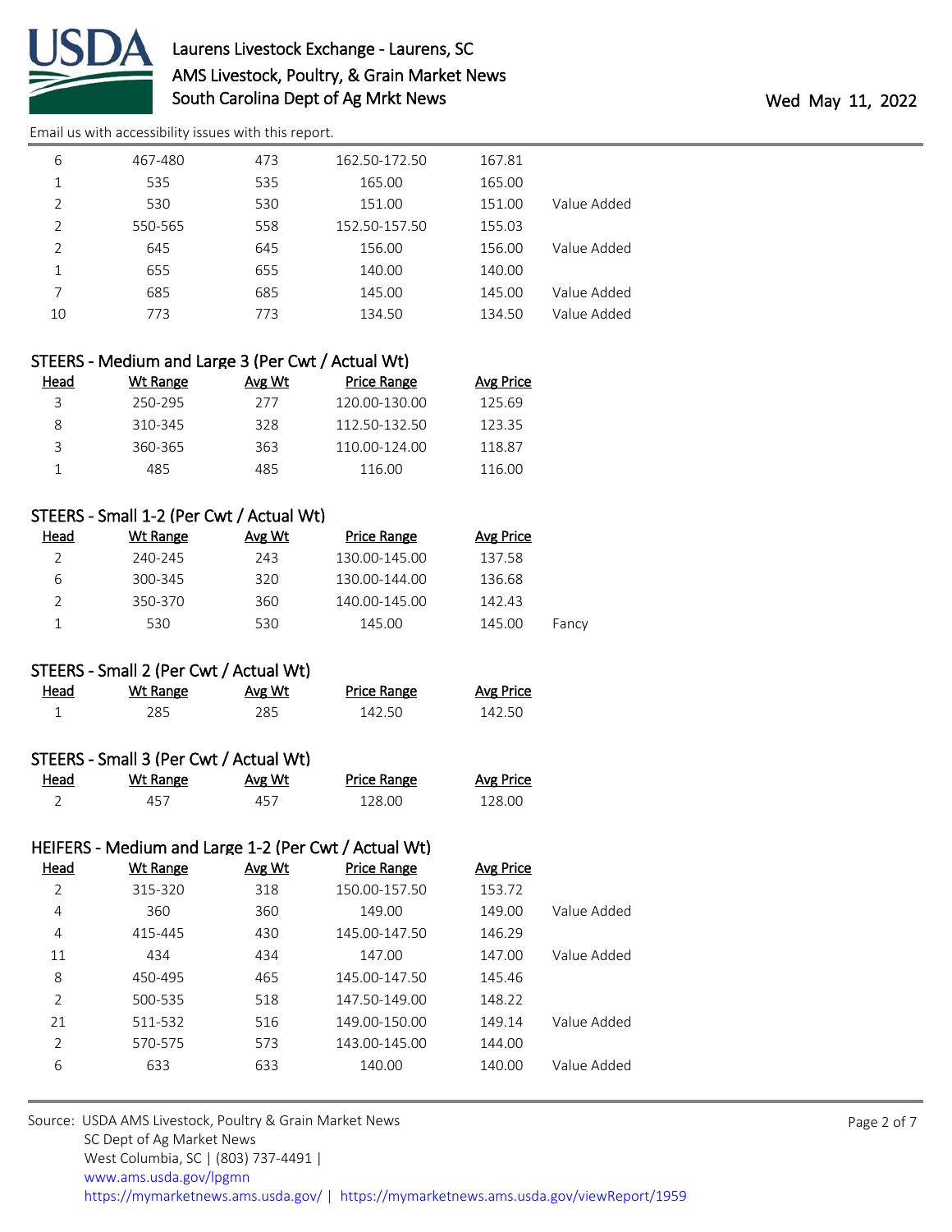| Head | Wt Range | Avg Wt | Price Range | Avg Price | |
|---|---|---|---|---|---|
| 6 | 467-480 | 473 | 162.50-172.50 | 167.81 | |
| 1 | 535 | 535 | 165.00 | 165.00 | |
| 2 | 530 | 530 | 151.00 | 151.00 | Value Added |
| 2 | 550-565 | 558 | 152.50-157.50 | 155.03 | |
| 2 | 645 | 645 | 156.00 | 156.00 | Value Added |
| 1 | 655 | 655 | 140.00 | 140.00 | |
| 7 | 685 | 685 | 145.00 | 145.00 | Value Added |
| 10 | 773 | 773 | 134.50 | 134.50 | Value Added |

### STEERS - Medium and Large 3 (Per Cwt / Actual Wt)

| Head | Wt Range | Avg Wt | Price Range | Avg Price |
|---|---|---|---|---|
| 3 | 250-295 | 277 | 120.00-130.00 | 125.69 |
| 8 | 310-345 | 328 | 112.50-132.50 | 123.35 |
| 3 | 360-365 | 363 | 110.00-124.00 | 118.87 |
| 1 | 485 | 485 | 116.00 | 116.00 |

### STEERS - Small 1-2 (Per Cwt / Actual Wt)

| Head | Wt Range | Avg Wt | Price Range | Avg Price | |
|---|---|---|---|---|---|
| 2 | 240-245 | 243 | 130.00-145.00 | 137.58 | |
| 6 | 300-345 | 320 | 130.00-144.00 | 136.68 | |
| 2 | 350-370 | 360 | 140.00-145.00 | 142.43 | |
| 1 | 530 | 530 | 145.00 | 145.00 | Fancy |

### STEERS - Small 2 (Per Cwt / Actual Wt)

| Head | Wt Range | Avg Wt | Price Range | Avg Price |
|---|---|---|---|---|
| 1 | 285 | 285 | 142.50 | 142.50 |

### STEERS - Small 3 (Per Cwt / Actual Wt)

| Head | Wt Range | Avg Wt | Price Range | Avg Price |
|---|---|---|---|---|
| 2 | 457 | 457 | 128.00 | 128.00 |

### HEIFERS - Medium and Large 1-2 (Per Cwt / Actual Wt)

| Head | Wt Range | Avg Wt | Price Range | Avg Price | |
|---|---|---|---|---|---|
| 2 | 315-320 | 318 | 150.00-157.50 | 153.72 | |
| 4 | 360 | 360 | 149.00 | 149.00 | Value Added |
| 4 | 415-445 | 430 | 145.00-147.50 | 146.29 | |
| 11 | 434 | 434 | 147.00 | 147.00 | Value Added |
| 8 | 450-495 | 465 | 145.00-147.50 | 145.46 | |
| 2 | 500-535 | 518 | 147.50-149.00 | 148.22 | |
| 21 | 511-532 | 516 | 149.00-150.00 | 149.14 | Value Added |
| 2 | 570-575 | 573 | 143.00-145.00 | 144.00 | |
| 6 | 633 | 633 | 140.00 | 140.00 | Value Added |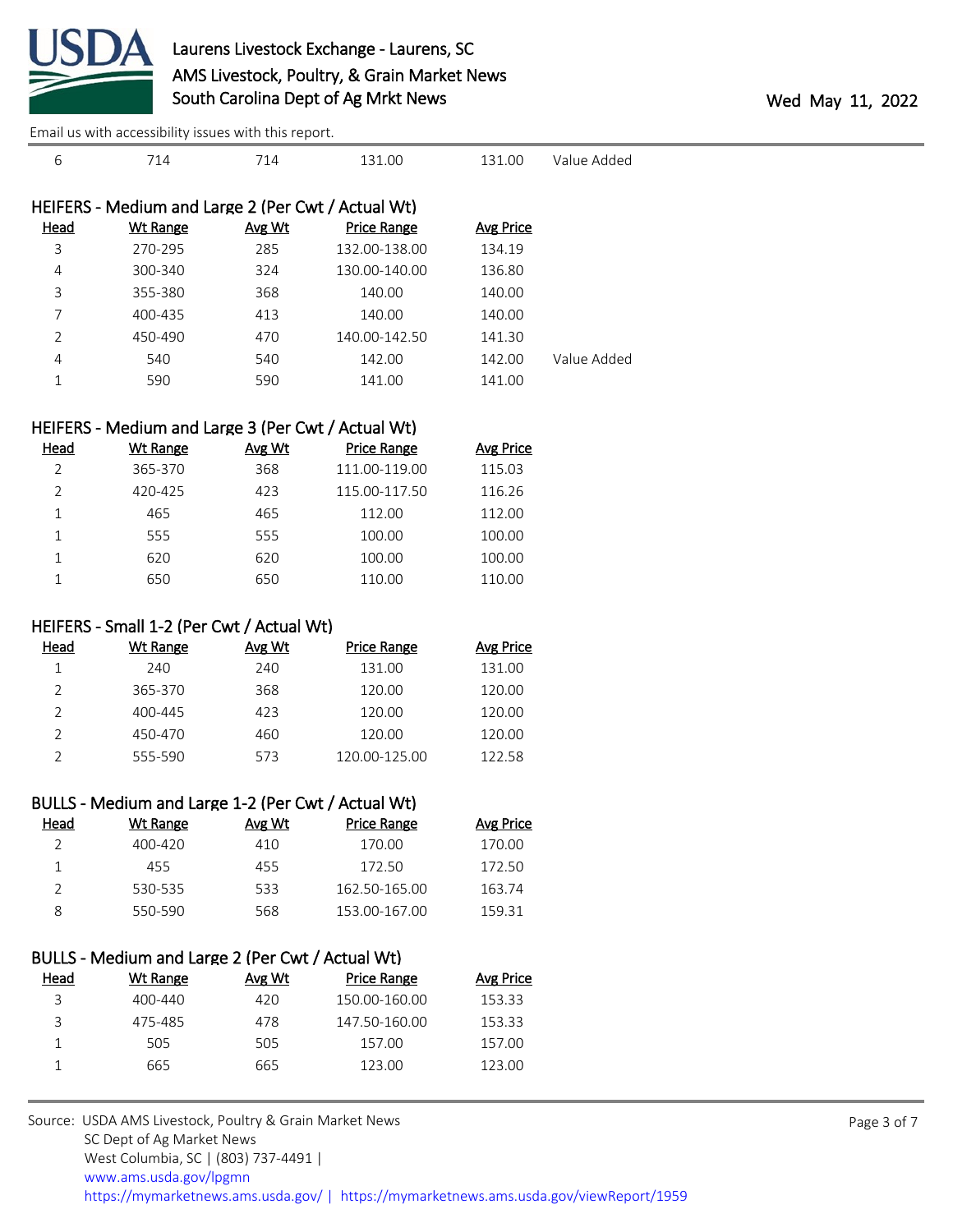| Head | Wt Range | Avg Wt | Price Range | Avg Price | |
|---|---|---|---|---|---|
| 6 | 714 | 714 | 131.00 | 131.00 | Value Added |

## HEIFERS - Medium and Large 2 (Per Cwt / Actual Wt)

| Head | Wt Range | Avg Wt | Price Range | Avg Price | |
|---|---|---|---|---|---|
| 3 | 270-295 | 285 | 132.00-138.00 | 134.19 | |
| 4 | 300-340 | 324 | 130.00-140.00 | 136.80 | |
| 3 | 355-380 | 368 | 140.00 | 140.00 | |
| 7 | 400-435 | 413 | 140.00 | 140.00 | |
| 2 | 450-490 | 470 | 140.00-142.50 | 141.30 | |
| 4 | 540 | 540 | 142.00 | 142.00 | Value Added |
| 1 | 590 | 590 | 141.00 | 141.00 | |

## HEIFERS - Medium and Large 3 (Per Cwt / Actual Wt)

| Head | Wt Range | Avg Wt | Price Range | Avg Price |
|---|---|---|---|---|
| 2 | 365-370 | 368 | 111.00-119.00 | 115.03 |
| 2 | 420-425 | 423 | 115.00-117.50 | 116.26 |
| 1 | 465 | 465 | 112.00 | 112.00 |
| 1 | 555 | 555 | 100.00 | 100.00 |
| 1 | 620 | 620 | 100.00 | 100.00 |
| 1 | 650 | 650 | 110.00 | 110.00 |

## HEIFERS - Small 1-2 (Per Cwt / Actual Wt)

| Head | Wt Range | Avg Wt | Price Range | Avg Price |
|---|---|---|---|---|
| 1 | 240 | 240 | 131.00 | 131.00 |
| 2 | 365-370 | 368 | 120.00 | 120.00 |
| 2 | 400-445 | 423 | 120.00 | 120.00 |
| 2 | 450-470 | 460 | 120.00 | 120.00 |
| 2 | 555-590 | 573 | 120.00-125.00 | 122.58 |

## BULLS - Medium and Large 1-2 (Per Cwt / Actual Wt)

| Head | Wt Range | Avg Wt | Price Range | Avg Price |
|---|---|---|---|---|
| 2 | 400-420 | 410 | 170.00 | 170.00 |
| 1 | 455 | 455 | 172.50 | 172.50 |
| 2 | 530-535 | 533 | 162.50-165.00 | 163.74 |
| 8 | 550-590 | 568 | 153.00-167.00 | 159.31 |

## BULLS - Medium and Large 2 (Per Cwt / Actual Wt)

| Head | Wt Range | Avg Wt | Price Range | Avg Price |
|---|---|---|---|---|
| 3 | 400-440 | 420 | 150.00-160.00 | 153.33 |
| 3 | 475-485 | 478 | 147.50-160.00 | 153.33 |
| 1 | 505 | 505 | 157.00 | 157.00 |
| 1 | 665 | 665 | 123.00 | 123.00 |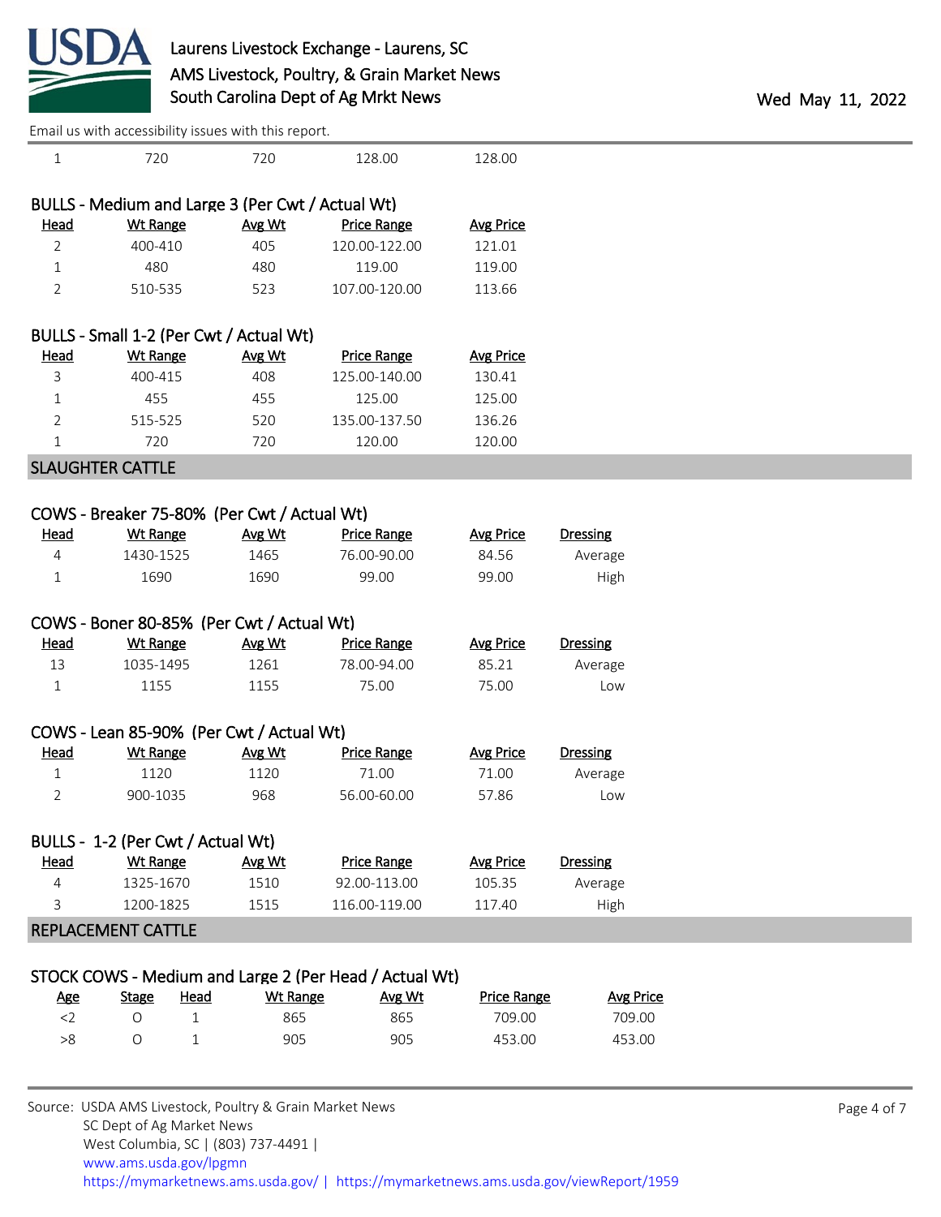| 1 | 720 | 720 | 128.00 | 128.00 |
|---|---|---|---|---|

BULLS - Medium and Large 3 (Per Cwt / Actual Wt)

| Head | Wt Range | Avg Wt | Price Range | Avg Price |
|---|---|---|---|---|
| 2 | 400-410 | 405 | 120.00-122.00 | 121.01 |
| 1 | 480 | 480 | 119.00 | 119.00 |
| 2 | 510-535 | 523 | 107.00-120.00 | 113.66 |

BULLS - Small 1-2 (Per Cwt / Actual Wt)

| Head | Wt Range | Avg Wt | Price Range | Avg Price |
|---|---|---|---|---|
| 3 | 400-415 | 408 | 125.00-140.00 | 130.41 |
| 1 | 455 | 455 | 125.00 | 125.00 |
| 2 | 515-525 | 520 | 135.00-137.50 | 136.26 |
| 1 | 720 | 720 | 120.00 | 120.00 |

## SLAUGHTER CATTLE

COWS - Breaker 75-80% (Per Cwt / Actual Wt)

| Head | Wt Range | Avg Wt | Price Range | Avg Price | Dressing |
|---|---|---|---|---|---|
| 4 | 1430-1525 | 1465 | 76.00-90.00 | 84.56 | Average |
| 1 | 1690 | 1690 | 99.00 | 99.00 | High |

COWS - Boner 80-85% (Per Cwt / Actual Wt)

| Head | Wt Range | Avg Wt | Price Range | Avg Price | Dressing |
|---|---|---|---|---|---|
| 13 | 1035-1495 | 1261 | 78.00-94.00 | 85.21 | Average |
| 1 | 1155 | 1155 | 75.00 | 75.00 | Low |

COWS - Lean 85-90% (Per Cwt / Actual Wt)

| Head | Wt Range | Avg Wt | Price Range | Avg Price | Dressing |
|---|---|---|---|---|---|
| 1 | 1120 | 1120 | 71.00 | 71.00 | Average |
| 2 | 900-1035 | 968 | 56.00-60.00 | 57.86 | Low |

BULLS - 1-2 (Per Cwt / Actual Wt)

| Head | Wt Range | Avg Wt | Price Range | Avg Price | Dressing |
|---|---|---|---|---|---|
| 4 | 1325-1670 | 1510 | 92.00-113.00 | 105.35 | Average |
| 3 | 1200-1825 | 1515 | 116.00-119.00 | 117.40 | High |

## REPLACEMENT CATTLE

STOCK COWS - Medium and Large 2 (Per Head / Actual Wt)

| Age | Stage | Head | Wt Range | Avg Wt | Price Range | Avg Price |
|---|---|---|---|---|---|---|
| <2 | O | 1 | 865 | 865 | 709.00 | 709.00 |
| >8 | O | 1 | 905 | 905 | 453.00 | 453.00 |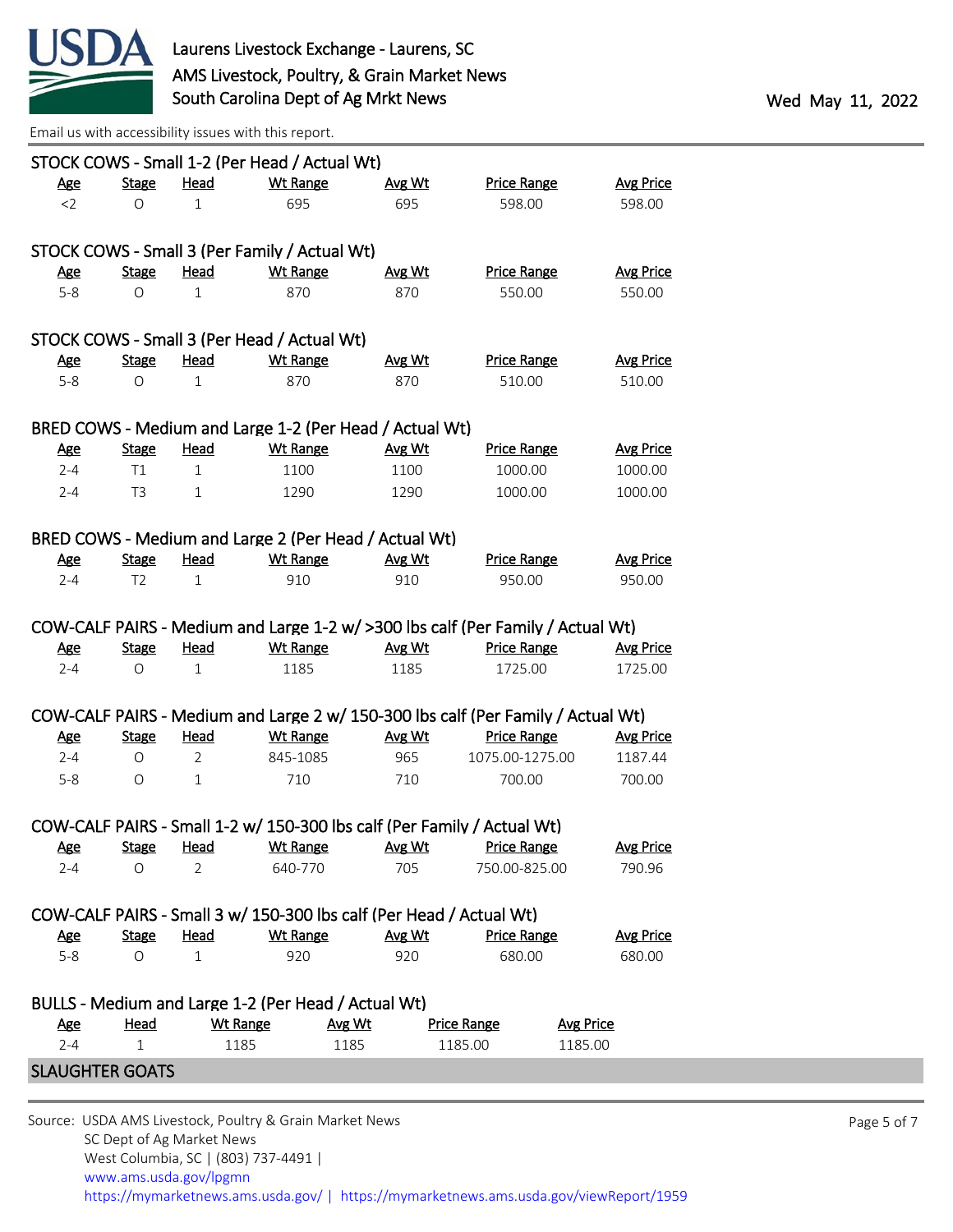Email us with accessibility issues with this report.

### STOCK COWS - Small 1-2 (Per Head / Actual Wt)

| Age | Stage | Head | Wt Range | Avg Wt | Price Range | Avg Price |
|---|---|---|---|---|---|---|
| <2 | O | 1 | 695 | 695 | 598.00 | 598.00 |

### STOCK COWS - Small 3 (Per Family / Actual Wt)

| Age | Stage | Head | Wt Range | Avg Wt | Price Range | Avg Price |
|---|---|---|---|---|---|---|
| 5-8 | O | 1 | 870 | 870 | 550.00 | 550.00 |

### STOCK COWS - Small 3 (Per Head / Actual Wt)

| Age | Stage | Head | Wt Range | Avg Wt | Price Range | Avg Price |
|---|---|---|---|---|---|---|
| 5-8 | O | 1 | 870 | 870 | 510.00 | 510.00 |

### BRED COWS - Medium and Large 1-2 (Per Head / Actual Wt)

| Age | Stage | Head | Wt Range | Avg Wt | Price Range | Avg Price |
|---|---|---|---|---|---|---|
| 2-4 | T1 | 1 | 1100 | 1100 | 1000.00 | 1000.00 |
| 2-4 | T3 | 1 | 1290 | 1290 | 1000.00 | 1000.00 |

### BRED COWS - Medium and Large 2 (Per Head / Actual Wt)

| Age | Stage | Head | Wt Range | Avg Wt | Price Range | Avg Price |
|---|---|---|---|---|---|---|
| 2-4 | T2 | 1 | 910 | 910 | 950.00 | 950.00 |

### COW-CALF PAIRS - Medium and Large 1-2 w/ >300 lbs calf (Per Family / Actual Wt)

| Age | Stage | Head | Wt Range | Avg Wt | Price Range | Avg Price |
|---|---|---|---|---|---|---|
| 2-4 | O | 1 | 1185 | 1185 | 1725.00 | 1725.00 |

### COW-CALF PAIRS - Medium and Large 2 w/ 150-300 lbs calf (Per Family / Actual Wt)

| Age | Stage | Head | Wt Range | Avg Wt | Price Range | Avg Price |
|---|---|---|---|---|---|---|
| 2-4 | O | 2 | 845-1085 | 965 | 1075.00-1275.00 | 1187.44 |
| 5-8 | O | 1 | 710 | 710 | 700.00 | 700.00 |

### COW-CALF PAIRS - Small 1-2 w/ 150-300 lbs calf (Per Family / Actual Wt)

| Age | Stage | Head | Wt Range | Avg Wt | Price Range | Avg Price |
|---|---|---|---|---|---|---|
| 2-4 | O | 2 | 640-770 | 705 | 750.00-825.00 | 790.96 |

### COW-CALF PAIRS - Small 3 w/ 150-300 lbs calf (Per Head / Actual Wt)

| Age | Stage | Head | Wt Range | Avg Wt | Price Range | Avg Price |
|---|---|---|---|---|---|---|
| 5-8 | O | 1 | 920 | 920 | 680.00 | 680.00 |

### BULLS - Medium and Large 1-2 (Per Head / Actual Wt)

| Age | Head | Wt Range | Avg Wt | Price Range | Avg Price |
|---|---|---|---|---|---|
| 2-4 | 1 | 1185 | 1185 | 1185.00 | 1185.00 |

## SLAUGHTER GOATS

Source: USDA AMS Livestock, Poultry & Grain Market News
SC Dept of Ag Market News
West Columbia, SC | (803) 737-4491 |
www.ams.usda.gov/lpgmn
https://mymarketnews.ams.usda.gov/ | https://mymarketnews.ams.usda.gov/viewReport/1959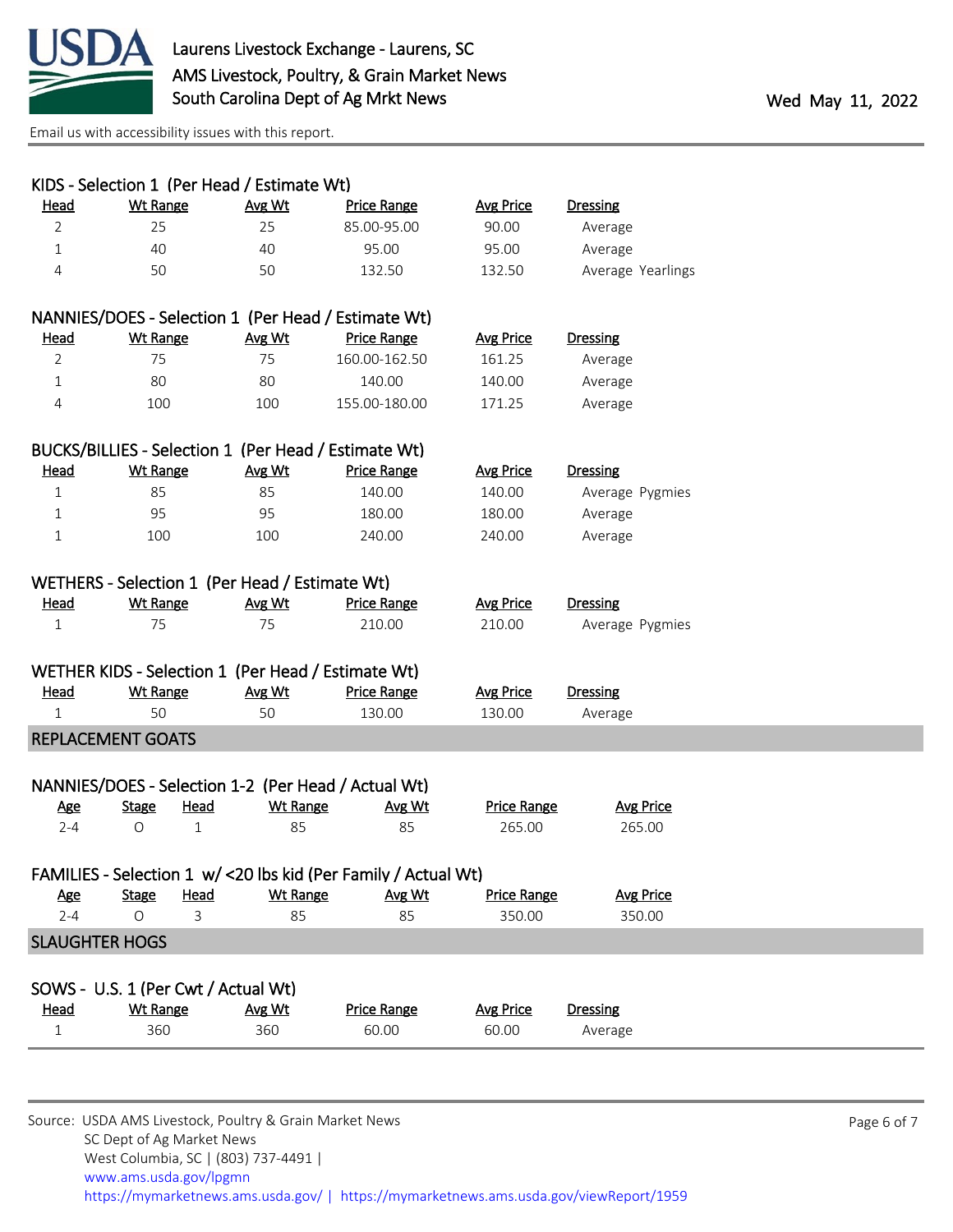Laurens Livestock Exchange - Laurens, SC
AMS Livestock, Poultry, & Grain Market News
South Carolina Dept of Ag Mrkt News

Wed May 11, 2022

Email us with accessibility issues with this report.

### KIDS - Selection 1 (Per Head / Estimate Wt)

| Head | Wt Range | Avg Wt | Price Range | Avg Price | Dressing |
|---|---|---|---|---|---|
| 2 | 25 | 25 | 85.00-95.00 | 90.00 | Average |
| 1 | 40 | 40 | 95.00 | 95.00 | Average |
| 4 | 50 | 50 | 132.50 | 132.50 | Average Yearlings |

### NANNIES/DOES - Selection 1 (Per Head / Estimate Wt)

| Head | Wt Range | Avg Wt | Price Range | Avg Price | Dressing |
|---|---|---|---|---|---|
| 2 | 75 | 75 | 160.00-162.50 | 161.25 | Average |
| 1 | 80 | 80 | 140.00 | 140.00 | Average |
| 4 | 100 | 100 | 155.00-180.00 | 171.25 | Average |

### BUCKS/BILLIES - Selection 1 (Per Head / Estimate Wt)

| Head | Wt Range | Avg Wt | Price Range | Avg Price | Dressing |
|---|---|---|---|---|---|
| 1 | 85 | 85 | 140.00 | 140.00 | Average Pygmies |
| 1 | 95 | 95 | 180.00 | 180.00 | Average |
| 1 | 100 | 100 | 240.00 | 240.00 | Average |

### WETHERS - Selection 1 (Per Head / Estimate Wt)

| Head | Wt Range | Avg Wt | Price Range | Avg Price | Dressing |
|---|---|---|---|---|---|
| 1 | 75 | 75 | 210.00 | 210.00 | Average Pygmies |

### WETHER KIDS - Selection 1 (Per Head / Estimate Wt)

| Head | Wt Range | Avg Wt | Price Range | Avg Price | Dressing |
|---|---|---|---|---|---|
| 1 | 50 | 50 | 130.00 | 130.00 | Average |

## REPLACEMENT GOATS

### NANNIES/DOES - Selection 1-2 (Per Head / Actual Wt)

| Age | Stage | Head | Wt Range | Avg Wt | Price Range | Avg Price |
|---|---|---|---|---|---|---|
| 2-4 | O | 1 | 85 | 85 | 265.00 | 265.00 |

### FAMILIES - Selection 1 w/ <20 lbs kid (Per Family / Actual Wt)

| Age | Stage | Head | Wt Range | Avg Wt | Price Range | Avg Price |
|---|---|---|---|---|---|---|
| 2-4 | O | 3 | 85 | 85 | 350.00 | 350.00 |

## SLAUGHTER HOGS

### SOWS - U.S. 1 (Per Cwt / Actual Wt)

| Head | Wt Range | Avg Wt | Price Range | Avg Price | Dressing |
|---|---|---|---|---|---|
| 1 | 360 | 360 | 60.00 | 60.00 | Average |

Source: USDA AMS Livestock, Poultry & Grain Market News
SC Dept of Ag Market News
West Columbia, SC | (803) 737-4491 |
www.ams.usda.gov/lpgmn
https://mymarketnews.ams.usda.gov/ | https://mymarketnews.ams.usda.gov/viewReport/1959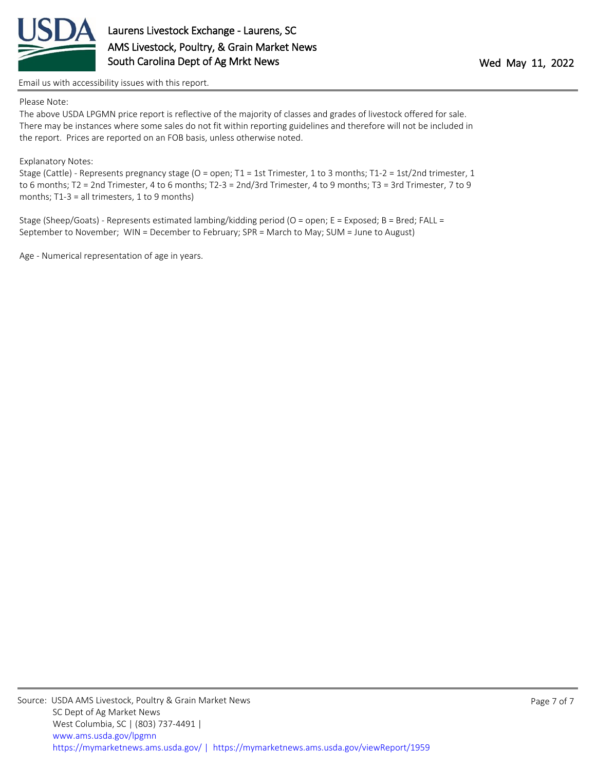Please Note:
The above USDA LPGMN price report is reflective of the majority of classes and grades of livestock offered for sale. There may be instances where some sales do not fit within reporting guidelines and therefore will not be included in the report. Prices are reported on an FOB basis, unless otherwise noted.

Explanatory Notes:
Stage (Cattle) - Represents pregnancy stage (O = open; T1 = 1st Trimester, 1 to 3 months; T1-2 = 1st/2nd trimester, 1 to 6 months; T2 = 2nd Trimester, 4 to 6 months; T2-3 = 2nd/3rd Trimester, 4 to 9 months; T3 = 3rd Trimester, 7 to 9 months; T1-3 = all trimesters, 1 to 9 months)

Stage (Sheep/Goats) - Represents estimated lambing/kidding period (O = open; E = Exposed; B = Bred; FALL = September to November; WIN = December to February; SPR = March to May; SUM = June to August)

Age - Numerical representation of age in years.

Source: USDA AMS Livestock, Poultry & Grain Market News
SC Dept of Ag Market News
West Columbia, SC | (803) 737-4491 |
www.ams.usda.gov/lpgmn
https://mymarketnews.ams.usda.gov/ | https://mymarketnews.ams.usda.gov/viewReport/1959